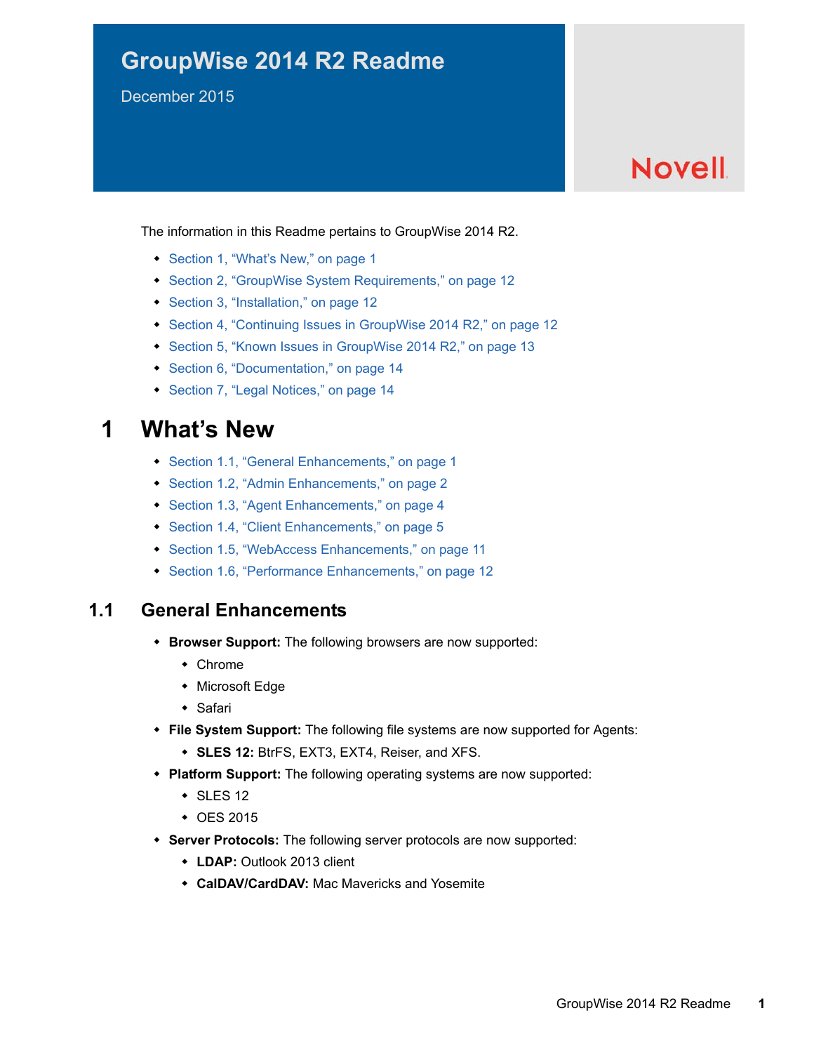# GroupWise 2014 R2 Readme

December 2015

Novell

The information in this Readme pertains to GroupWise 2014 R2.

- Section 1, “What’s New,” on page 1
- Section 2, “GroupWise System Requirements,” on page 12
- Section 3, “Installation,” on page 12
- Section 4, “Continuing Issues in GroupWise 2014 R2,” on page 12
- Section 5, “Known Issues in GroupWise 2014 R2,” on page 13
- Section 6, “Documentation,” on page 14
- Section 7, “Legal Notices,” on page 14

## 1 What’s New

- Section 1.1, “General Enhancements,” on page 1
- Section 1.2, “Admin Enhancements,” on page 2
- Section 1.3, “Agent Enhancements,” on page 4
- Section 1.4, “Client Enhancements,” on page 5
- Section 1.5, “WebAccess Enhancements,” on page 11
- Section 1.6, “Performance Enhancements,” on page 12

### 1.1 General Enhancements

- **Browser Support:** The following browsers are now supported:
  - Chrome
  - Microsoft Edge
  - Safari
- **File System Support:** The following file systems are now supported for Agents:
  - **SLES 12:** BtrFS, EXT3, EXT4, Reiser, and XFS.
- **Platform Support:** The following operating systems are now supported:
  - SLES 12
  - OES 2015
- **Server Protocols:** The following server protocols are now supported:
  - **LDAP:** Outlook 2013 client
  - **CalDAV/CardDAV:** Mac Mavericks and Yosemite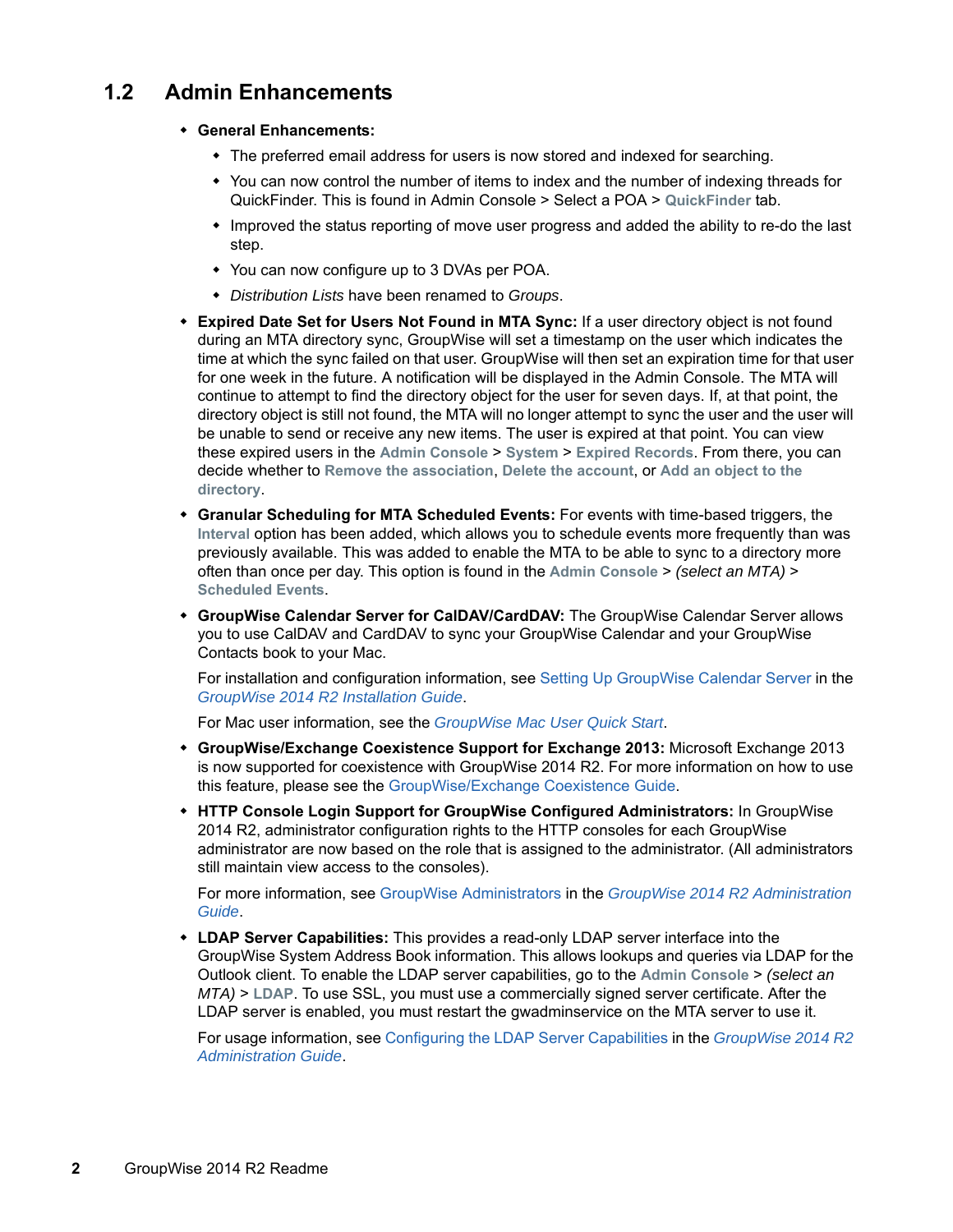## 1.2 Admin Enhancements

- **General Enhancements:**
  - The preferred email address for users is now stored and indexed for searching.
  - You can now control the number of items to index and the number of indexing threads for QuickFinder. This is found in Admin Console > Select a POA > **QuickFinder** tab.
  - Improved the status reporting of move user progress and added the ability to re-do the last step.
  - You can now configure up to 3 DVAs per POA.
  - *Distribution Lists* have been renamed to *Groups*.
- **Expired Date Set for Users Not Found in MTA Sync:** If a user directory object is not found during an MTA directory sync, GroupWise will set a timestamp on the user which indicates the time at which the sync failed on that user. GroupWise will then set an expiration time for that user for one week in the future. A notification will be displayed in the Admin Console. The MTA will continue to attempt to find the directory object for the user for seven days. If, at that point, the directory object is still not found, the MTA will no longer attempt to sync the user and the user will be unable to send or receive any new items. The user is expired at that point. You can view these expired users in the **Admin Console** > **System** > **Expired Records**. From there, you can decide whether to **Remove the association**, **Delete the account**, or **Add an object to the directory**.
- **Granular Scheduling for MTA Scheduled Events:** For events with time-based triggers, the **Interval** option has been added, which allows you to schedule events more frequently than was previously available. This was added to enable the MTA to be able to sync to a directory more often than once per day. This option is found in the **Admin Console** > *(select an MTA)* > **Scheduled Events**.
- **GroupWise Calendar Server for CalDAV/CardDAV:** The GroupWise Calendar Server allows you to use CalDAV and CardDAV to sync your GroupWise Calendar and your GroupWise Contacts book to your Mac.

  For installation and configuration information, see Setting Up GroupWise Calendar Server in the *GroupWise 2014 R2 Installation Guide*.

  For Mac user information, see the *GroupWise Mac User Quick Start*.
- **GroupWise/Exchange Coexistence Support for Exchange 2013:** Microsoft Exchange 2013 is now supported for coexistence with GroupWise 2014 R2. For more information on how to use this feature, please see the GroupWise/Exchange Coexistence Guide.
- **HTTP Console Login Support for GroupWise Configured Administrators:** In GroupWise 2014 R2, administrator configuration rights to the HTTP consoles for each GroupWise administrator are now based on the role that is assigned to the administrator. (All administrators still maintain view access to the consoles).

  For more information, see GroupWise Administrators in the *GroupWise 2014 R2 Administration Guide*.
- **LDAP Server Capabilities:** This provides a read-only LDAP server interface into the GroupWise System Address Book information. This allows lookups and queries via LDAP for the Outlook client. To enable the LDAP server capabilities, go to the **Admin Console** > *(select an MTA)* > **LDAP**. To use SSL, you must use a commercially signed server certificate. After the LDAP server is enabled, you must restart the gwadminservice on the MTA server to use it.

  For usage information, see Configuring the LDAP Server Capabilities in the *GroupWise 2014 R2 Administration Guide*.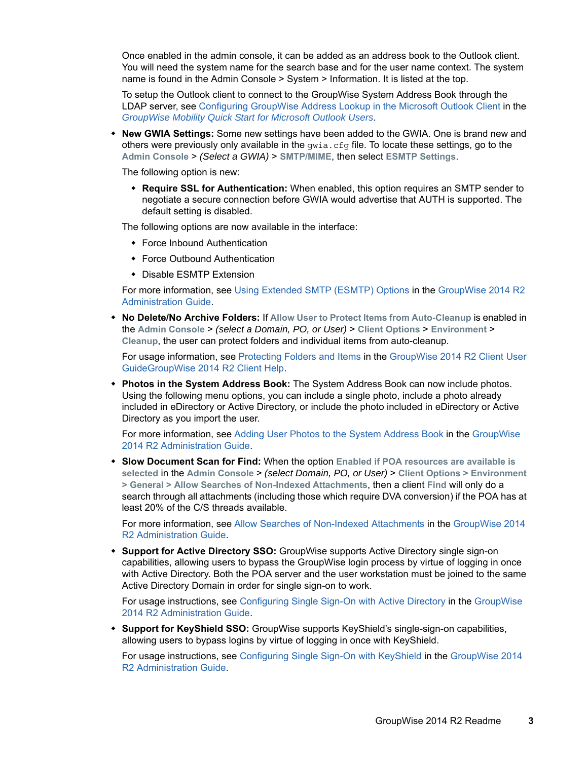Once enabled in the admin console, it can be added as an address book to the Outlook client. You will need the system name for the search base and for the user name context. The system name is found in the Admin Console > System > Information. It is listed at the top.

To setup the Outlook client to connect to the GroupWise System Address Book through the LDAP server, see Configuring GroupWise Address Lookup in the Microsoft Outlook Client in the *GroupWise Mobility Quick Start for Microsoft Outlook Users*.

- **New GWIA Settings:** Some new settings have been added to the GWIA. One is brand new and others were previously only available in the `gwia.cfg` file. To locate these settings, go to the **Admin Console** > *(Select a GWIA)* > **SMTP/MIME**, then select **ESMTP Settings**.

  The following option is new:

  - **Require SSL for Authentication:** When enabled, this option requires an SMTP sender to negotiate a secure connection before GWIA would advertise that AUTH is supported. The default setting is disabled.

  The following options are now available in the interface:

  - Force Inbound Authentication
  - Force Outbound Authentication
  - Disable ESMTP Extension

  For more information, see Using Extended SMTP (ESMTP) Options in the GroupWise 2014 R2 Administration Guide.

- **No Delete/No Archive Folders:** If **Allow User to Protect Items from Auto-Cleanup** is enabled in the **Admin Console** > *(select a Domain, PO, or User)* > **Client Options** > **Environment** > **Cleanup**, the user can protect folders and individual items from auto-cleanup.

  For usage information, see Protecting Folders and Items in the GroupWise 2014 R2 Client User GuideGroupWise 2014 R2 Client Help.

- **Photos in the System Address Book:** The System Address Book can now include photos. Using the following menu options, you can include a single photo, include a photo already included in eDirectory or Active Directory, or include the photo included in eDirectory or Active Directory as you import the user.

  For more information, see Adding User Photos to the System Address Book in the GroupWise 2014 R2 Administration Guide.

- **Slow Document Scan for Find:** When the option **Enabled if POA resources are available is selected** in the **Admin Console** > *(select Domain, PO, or User)* > **Client Options > Environment > General > Allow Searches of Non-Indexed Attachments**, then a client **Find** will only do a search through all attachments (including those which require DVA conversion) if the POA has at least 20% of the C/S threads available.

  For more information, see Allow Searches of Non-Indexed Attachments in the GroupWise 2014 R2 Administration Guide.

- **Support for Active Directory SSO:** GroupWise supports Active Directory single sign-on capabilities, allowing users to bypass the GroupWise login process by virtue of logging in once with Active Directory. Both the POA server and the user workstation must be joined to the same Active Directory Domain in order for single sign-on to work.

  For usage instructions, see Configuring Single Sign-On with Active Directory in the GroupWise 2014 R2 Administration Guide.

- **Support for KeyShield SSO:** GroupWise supports KeyShield's single-sign-on capabilities, allowing users to bypass logins by virtue of logging in once with KeyShield.

  For usage instructions, see Configuring Single Sign-On with KeyShield in the GroupWise 2014 R2 Administration Guide.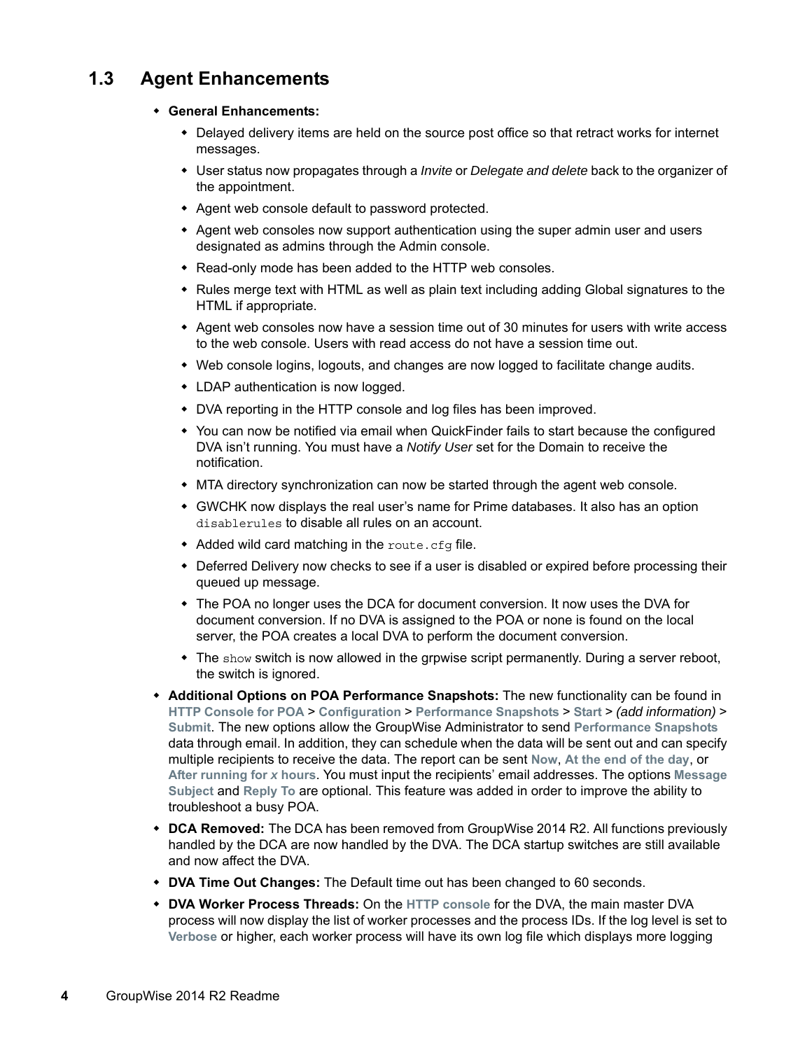## 1.3 Agent Enhancements

- **General Enhancements:**
  - Delayed delivery items are held on the source post office so that retract works for internet messages.
  - User status now propagates through a *Invite* or *Delegate and delete* back to the organizer of the appointment.
  - Agent web console default to password protected.
  - Agent web consoles now support authentication using the super admin user and users designated as admins through the Admin console.
  - Read-only mode has been added to the HTTP web consoles.
  - Rules merge text with HTML as well as plain text including adding Global signatures to the HTML if appropriate.
  - Agent web consoles now have a session time out of 30 minutes for users with write access to the web console. Users with read access do not have a session time out.
  - Web console logins, logouts, and changes are now logged to facilitate change audits.
  - LDAP authentication is now logged.
  - DVA reporting in the HTTP console and log files has been improved.
  - You can now be notified via email when QuickFinder fails to start because the configured DVA isn't running. You must have a *Notify User* set for the Domain to receive the notification.
  - MTA directory synchronization can now be started through the agent web console.
  - GWCHK now displays the real user's name for Prime databases. It also has an option `disablerules` to disable all rules on an account.
  - Added wild card matching in the `route.cfg` file.
  - Deferred Delivery now checks to see if a user is disabled or expired before processing their queued up message.
  - The POA no longer uses the DCA for document conversion. It now uses the DVA for document conversion. If no DVA is assigned to the POA or none is found on the local server, the POA creates a local DVA to perform the document conversion.
  - The `show` switch is now allowed in the grpwise script permanently. During a server reboot, the switch is ignored.
- **Additional Options on POA Performance Snapshots:** The new functionality can be found in **HTTP Console for POA** > **Configuration** > **Performance Snapshots** > **Start** > *(add information)* > **Submit**. The new options allow the GroupWise Administrator to send **Performance Snapshots** data through email. In addition, they can schedule when the data will be sent out and can specify multiple recipients to receive the data. The report can be sent **Now**, **At the end of the day**, or **After running for *x* hours**. You must input the recipients' email addresses. The options **Message Subject** and **Reply To** are optional. This feature was added in order to improve the ability to troubleshoot a busy POA.
- **DCA Removed:** The DCA has been removed from GroupWise 2014 R2. All functions previously handled by the DCA are now handled by the DVA. The DCA startup switches are still available and now affect the DVA.
- **DVA Time Out Changes:** The Default time out has been changed to 60 seconds.
- **DVA Worker Process Threads:** On the **HTTP console** for the DVA, the main master DVA process will now display the list of worker processes and the process IDs. If the log level is set to **Verbose** or higher, each worker process will have its own log file which displays more logging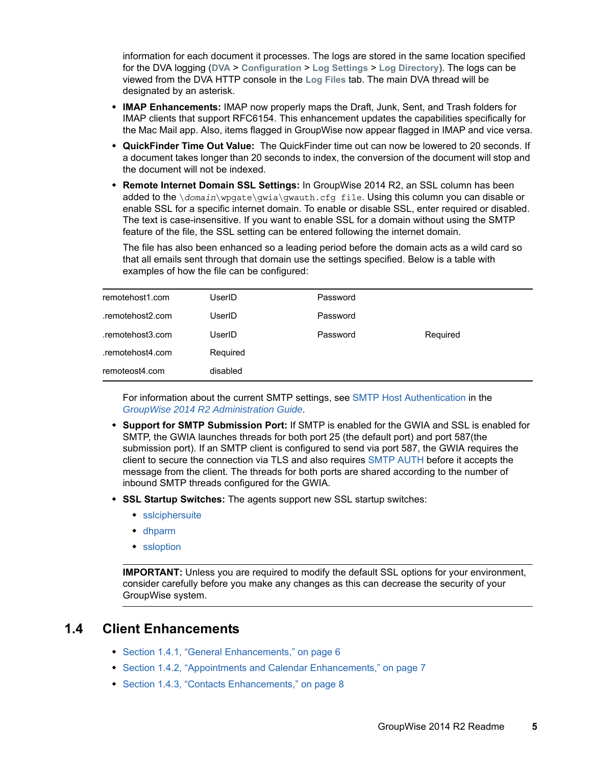information for each document it processes. The logs are stored in the same location specified for the DVA logging (**DVA** > **Configuration** > **Log Settings** > **Log Directory**). The logs can be viewed from the DVA HTTP console in the **Log Files** tab. The main DVA thread will be designated by an asterisk.

- **IMAP Enhancements:** IMAP now properly maps the Draft, Junk, Sent, and Trash folders for IMAP clients that support RFC6154. This enhancement updates the capabilities specifically for the Mac Mail app. Also, items flagged in GroupWise now appear flagged in IMAP and vice versa.
- **QuickFinder Time Out Value:** The QuickFinder time out can now be lowered to 20 seconds. If a document takes longer than 20 seconds to index, the conversion of the document will stop and the document will not be indexed.
- **Remote Internet Domain SSL Settings:** In GroupWise 2014 R2, an SSL column has been added to the `\domain\wpgate\gwia\gwauth.cfg file`. Using this column you can disable or enable SSL for a specific internet domain. To enable or disable SSL, enter required or disabled. The text is case-insensitive. If you want to enable SSL for a domain without using the SMTP feature of the file, the SSL setting can be entered following the internet domain.

  The file has also been enhanced so a leading period before the domain acts as a wild card so that all emails sent through that domain use the settings specified. Below is a table with examples of how the file can be configured:

| | | | |
|---|---|---|---|
| remotehost1.com | UserID | Password | |
| .remotehost2.com | UserID | Password | |
| .remotehost3.com | UserID | Password | Required |
| .remotehost4.com | Required | | |
| remoteost4.com | disabled | | |

  For information about the current SMTP settings, see SMTP Host Authentication in the *GroupWise 2014 R2 Administration Guide*.

- **Support for SMTP Submission Port:** If SMTP is enabled for the GWIA and SSL is enabled for SMTP, the GWIA launches threads for both port 25 (the default port) and port 587(the submission port). If an SMTP client is configured to send via port 587, the GWIA requires the client to secure the connection via TLS and also requires SMTP AUTH before it accepts the message from the client. The threads for both ports are shared according to the number of inbound SMTP threads configured for the GWIA.
- **SSL Startup Switches:** The agents support new SSL startup switches:
  - sslciphersuite
  - dhparm
  - ssloption

**IMPORTANT:** Unless you are required to modify the default SSL options for your environment, consider carefully before you make any changes as this can decrease the security of your GroupWise system.

## 1.4 Client Enhancements

- Section 1.4.1, “General Enhancements,” on page 6
- Section 1.4.2, “Appointments and Calendar Enhancements,” on page 7
- Section 1.4.3, “Contacts Enhancements,” on page 8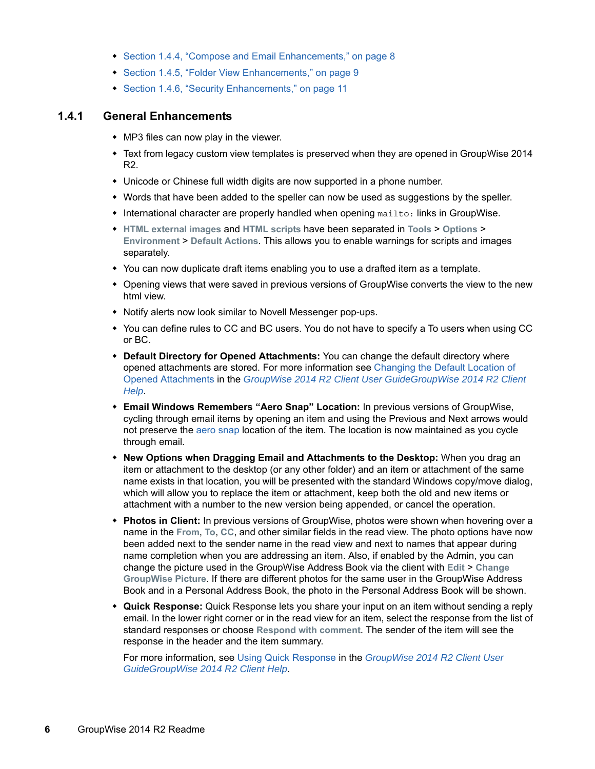- Section 1.4.4, "Compose and Email Enhancements," on page 8
- Section 1.4.5, "Folder View Enhancements," on page 9
- Section 1.4.6, "Security Enhancements," on page 11

### 1.4.1 General Enhancements

- MP3 files can now play in the viewer.
- Text from legacy custom view templates is preserved when they are opened in GroupWise 2014 R2.
- Unicode or Chinese full width digits are now supported in a phone number.
- Words that have been added to the speller can now be used as suggestions by the speller.
- International character are properly handled when opening `mailto:` links in GroupWise.
- **HTML external images** and **HTML scripts** have been separated in **Tools** > **Options** > **Environment** > **Default Actions**. This allows you to enable warnings for scripts and images separately.
- You can now duplicate draft items enabling you to use a drafted item as a template.
- Opening views that were saved in previous versions of GroupWise converts the view to the new html view.
- Notify alerts now look similar to Novell Messenger pop-ups.
- You can define rules to CC and BC users. You do not have to specify a To users when using CC or BC.
- **Default Directory for Opened Attachments:** You can change the default directory where opened attachments are stored. For more information see Changing the Default Location of Opened Attachments in the *GroupWise 2014 R2 Client User GuideGroupWise 2014 R2 Client Help*.
- **Email Windows Remembers "Aero Snap" Location:** In previous versions of GroupWise, cycling through email items by opening an item and using the Previous and Next arrows would not preserve the aero snap location of the item. The location is now maintained as you cycle through email.
- **New Options when Dragging Email and Attachments to the Desktop:** When you drag an item or attachment to the desktop (or any other folder) and an item or attachment of the same name exists in that location, you will be presented with the standard Windows copy/move dialog, which will allow you to replace the item or attachment, keep both the old and new items or attachment with a number to the new version being appended, or cancel the operation.
- **Photos in Client:** In previous versions of GroupWise, photos were shown when hovering over a name in the **From**, **To**, **CC**, and other similar fields in the read view. The photo options have now been added next to the sender name in the read view and next to names that appear during name completion when you are addressing an item. Also, if enabled by the Admin, you can change the picture used in the GroupWise Address Book via the client with **Edit** > **Change GroupWise Picture**. If there are different photos for the same user in the GroupWise Address Book and in a Personal Address Book, the photo in the Personal Address Book will be shown.
- **Quick Response:** Quick Response lets you share your input on an item without sending a reply email. In the lower right corner or in the read view for an item, select the response from the list of standard responses or choose **Respond with comment**. The sender of the item will see the response in the header and the item summary.

  For more information, see Using Quick Response in the *GroupWise 2014 R2 Client User GuideGroupWise 2014 R2 Client Help*.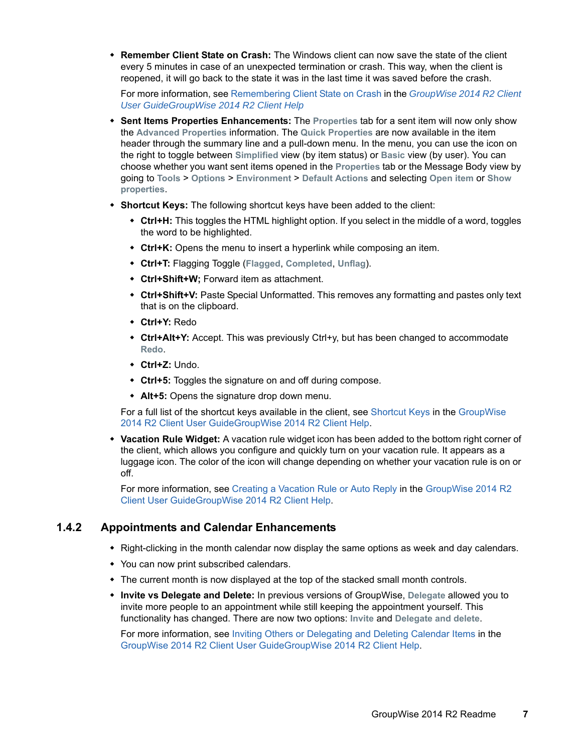- **Remember Client State on Crash:** The Windows client can now save the state of the client every 5 minutes in case of an unexpected termination or crash. This way, when the client is reopened, it will go back to the state it was in the last time it was saved before the crash.

  For more information, see Remembering Client State on Crash in the *GroupWise 2014 R2 Client User GuideGroupWise 2014 R2 Client Help*

- **Sent Items Properties Enhancements:** The **Properties** tab for a sent item will now only show the **Advanced Properties** information. The **Quick Properties** are now available in the item header through the summary line and a pull-down menu. In the menu, you can use the icon on the right to toggle between **Simplified** view (by item status) or **Basic** view (by user). You can choose whether you want sent items opened in the **Properties** tab or the Message Body view by going to **Tools** > **Options** > **Environment** > **Default Actions** and selecting **Open item** or **Show properties**.

- **Shortcut Keys:** The following shortcut keys have been added to the client:
  - **Ctrl+H:** This toggles the HTML highlight option. If you select in the middle of a word, toggles the word to be highlighted.
  - **Ctrl+K:** Opens the menu to insert a hyperlink while composing an item.
  - **Ctrl+T:** Flagging Toggle (**Flagged**, **Completed**, **Unflag**).
  - **Ctrl+Shift+W;** Forward item as attachment.
  - **Ctrl+Shift+V:** Paste Special Unformatted. This removes any formatting and pastes only text that is on the clipboard.
  - **Ctrl+Y:** Redo
  - **Ctrl+Alt+Y:** Accept. This was previously Ctrl+y, but has been changed to accommodate **Redo**.
  - **Ctrl+Z:** Undo.
  - **Ctrl+5:** Toggles the signature on and off during compose.
  - **Alt+5:** Opens the signature drop down menu.

  For a full list of the shortcut keys available in the client, see Shortcut Keys in the GroupWise 2014 R2 Client User GuideGroupWise 2014 R2 Client Help.

- **Vacation Rule Widget:** A vacation rule widget icon has been added to the bottom right corner of the client, which allows you configure and quickly turn on your vacation rule. It appears as a luggage icon. The color of the icon will change depending on whether your vacation rule is on or off.

  For more information, see Creating a Vacation Rule or Auto Reply in the GroupWise 2014 R2 Client User GuideGroupWise 2014 R2 Client Help.

### 1.4.2 Appointments and Calendar Enhancements

- Right-clicking in the month calendar now display the same options as week and day calendars.
- You can now print subscribed calendars.
- The current month is now displayed at the top of the stacked small month controls.
- **Invite vs Delegate and Delete:** In previous versions of GroupWise, **Delegate** allowed you to invite more people to an appointment while still keeping the appointment yourself. This functionality has changed. There are now two options: **Invite** and **Delegate and delete**.

  For more information, see Inviting Others or Delegating and Deleting Calendar Items in the GroupWise 2014 R2 Client User GuideGroupWise 2014 R2 Client Help.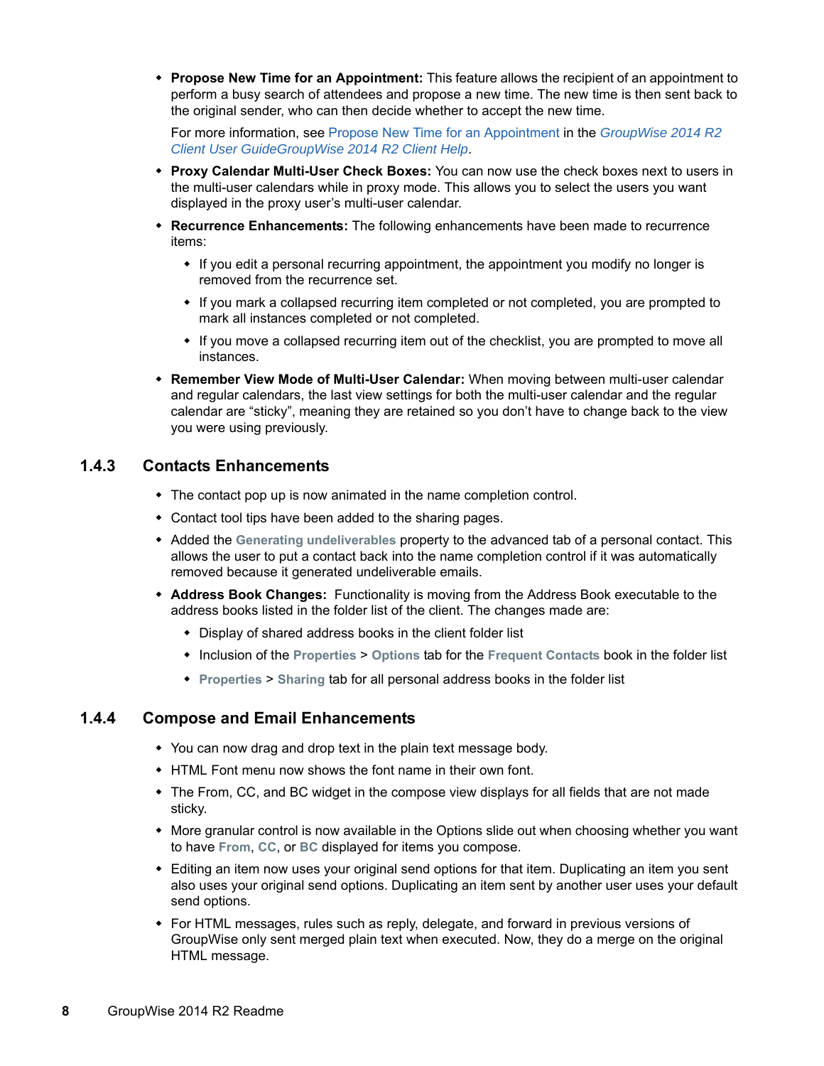- **Propose New Time for an Appointment:** This feature allows the recipient of an appointment to perform a busy search of attendees and propose a new time. The new time is then sent back to the original sender, who can then decide whether to accept the new time.

  For more information, see Propose New Time for an Appointment in the *GroupWise 2014 R2 Client User GuideGroupWise 2014 R2 Client Help*.

- **Proxy Calendar Multi-User Check Boxes:** You can now use the check boxes next to users in the multi-user calendars while in proxy mode. This allows you to select the users you want displayed in the proxy user's multi-user calendar.

- **Recurrence Enhancements:** The following enhancements have been made to recurrence items:
  - If you edit a personal recurring appointment, the appointment you modify no longer is removed from the recurrence set.
  - If you mark a collapsed recurring item completed or not completed, you are prompted to mark all instances completed or not completed.
  - If you move a collapsed recurring item out of the checklist, you are prompted to move all instances.

- **Remember View Mode of Multi-User Calendar:** When moving between multi-user calendar and regular calendars, the last view settings for both the multi-user calendar and the regular calendar are "sticky", meaning they are retained so you don't have to change back to the view you were using previously.

### 1.4.3 Contacts Enhancements

- The contact pop up is now animated in the name completion control.
- Contact tool tips have been added to the sharing pages.
- Added the **Generating undeliverables** property to the advanced tab of a personal contact. This allows the user to put a contact back into the name completion control if it was automatically removed because it generated undeliverable emails.
- **Address Book Changes:** Functionality is moving from the Address Book executable to the address books listed in the folder list of the client. The changes made are:
  - Display of shared address books in the client folder list
  - Inclusion of the **Properties** > **Options** tab for the **Frequent Contacts** book in the folder list
  - **Properties** > **Sharing** tab for all personal address books in the folder list

### 1.4.4 Compose and Email Enhancements

- You can now drag and drop text in the plain text message body.
- HTML Font menu now shows the font name in their own font.
- The From, CC, and BC widget in the compose view displays for all fields that are not made sticky.
- More granular control is now available in the Options slide out when choosing whether you want to have **From**, **CC**, or **BC** displayed for items you compose.
- Editing an item now uses your original send options for that item. Duplicating an item you sent also uses your original send options. Duplicating an item sent by another user uses your default send options.
- For HTML messages, rules such as reply, delegate, and forward in previous versions of GroupWise only sent merged plain text when executed. Now, they do a merge on the original HTML message.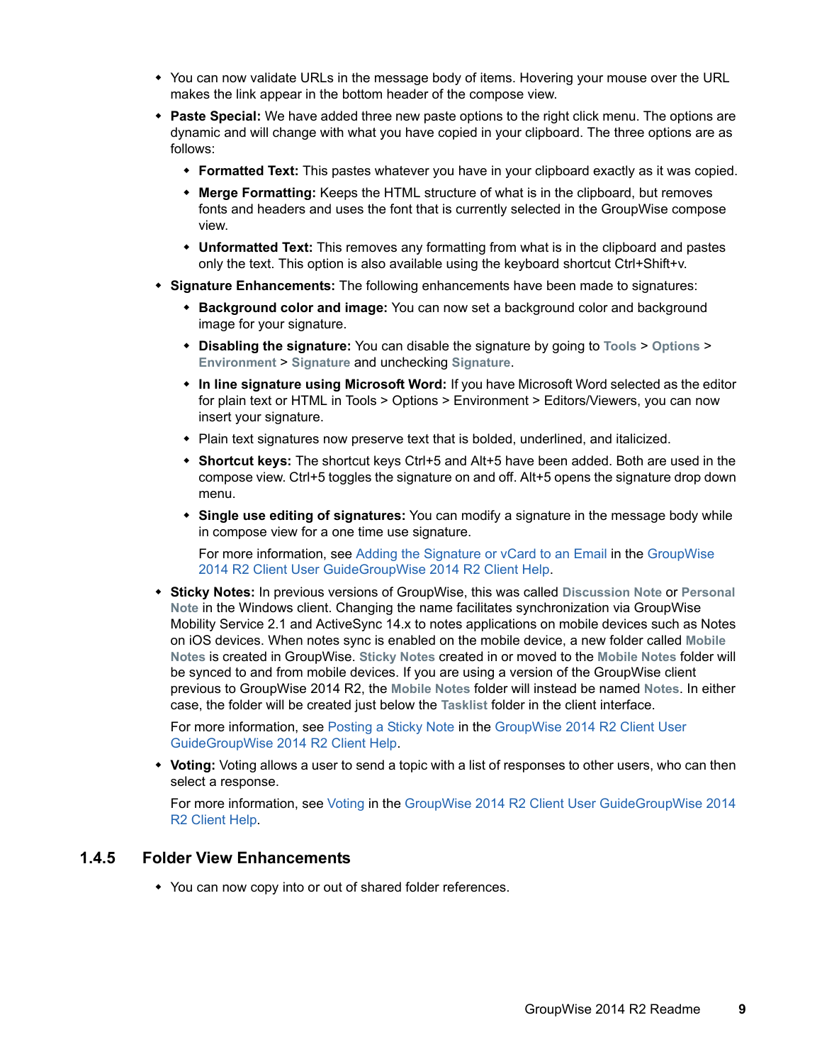- You can now validate URLs in the message body of items. Hovering your mouse over the URL makes the link appear in the bottom header of the compose view.
- **Paste Special:** We have added three new paste options to the right click menu. The options are dynamic and will change with what you have copied in your clipboard. The three options are as follows:
  - **Formatted Text:** This pastes whatever you have in your clipboard exactly as it was copied.
  - **Merge Formatting:** Keeps the HTML structure of what is in the clipboard, but removes fonts and headers and uses the font that is currently selected in the GroupWise compose view.
  - **Unformatted Text:** This removes any formatting from what is in the clipboard and pastes only the text. This option is also available using the keyboard shortcut Ctrl+Shift+v.
- **Signature Enhancements:** The following enhancements have been made to signatures:
  - **Background color and image:** You can now set a background color and background image for your signature.
  - **Disabling the signature:** You can disable the signature by going to **Tools** > **Options** > **Environment** > **Signature** and unchecking **Signature**.
  - **In line signature using Microsoft Word:** If you have Microsoft Word selected as the editor for plain text or HTML in Tools > Options > Environment > Editors/Viewers, you can now insert your signature.
  - Plain text signatures now preserve text that is bolded, underlined, and italicized.
  - **Shortcut keys:** The shortcut keys Ctrl+5 and Alt+5 have been added. Both are used in the compose view. Ctrl+5 toggles the signature on and off. Alt+5 opens the signature drop down menu.
  - **Single use editing of signatures:** You can modify a signature in the message body while in compose view for a one time use signature.

    For more information, see Adding the Signature or vCard to an Email in the GroupWise 2014 R2 Client User GuideGroupWise 2014 R2 Client Help.
- **Sticky Notes:** In previous versions of GroupWise, this was called **Discussion Note** or **Personal Note** in the Windows client. Changing the name facilitates synchronization via GroupWise Mobility Service 2.1 and ActiveSync 14.x to notes applications on mobile devices such as Notes on iOS devices. When notes sync is enabled on the mobile device, a new folder called **Mobile Notes** is created in GroupWise. **Sticky Notes** created in or moved to the **Mobile Notes** folder will be synced to and from mobile devices. If you are using a version of the GroupWise client previous to GroupWise 2014 R2, the **Mobile Notes** folder will instead be named **Notes**. In either case, the folder will be created just below the **Tasklist** folder in the client interface.

  For more information, see Posting a Sticky Note in the GroupWise 2014 R2 Client User GuideGroupWise 2014 R2 Client Help.
- **Voting:** Voting allows a user to send a topic with a list of responses to other users, who can then select a response.

  For more information, see Voting in the GroupWise 2014 R2 Client User GuideGroupWise 2014 R2 Client Help.

### 1.4.5 Folder View Enhancements

- You can now copy into or out of shared folder references.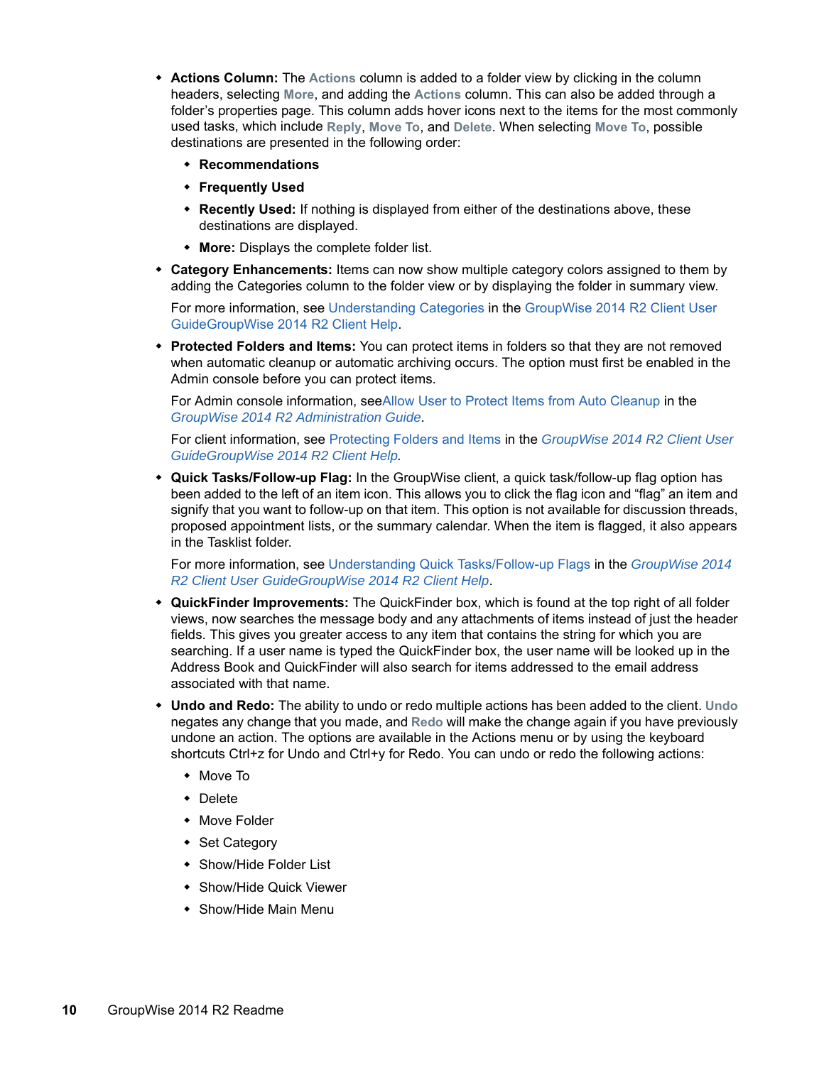- **Actions Column:** The **Actions** column is added to a folder view by clicking in the column headers, selecting **More**, and adding the **Actions** column. This can also be added through a folder's properties page. This column adds hover icons next to the items for the most commonly used tasks, which include **Reply**, **Move To**, and **Delete**. When selecting **Move To**, possible destinations are presented in the following order:
  - **Recommendations**
  - **Frequently Used**
  - **Recently Used:** If nothing is displayed from either of the destinations above, these destinations are displayed.
  - **More:** Displays the complete folder list.
- **Category Enhancements:** Items can now show multiple category colors assigned to them by adding the Categories column to the folder view or by displaying the folder in summary view.

  For more information, see Understanding Categories in the GroupWise 2014 R2 Client User GuideGroupWise 2014 R2 Client Help.
- **Protected Folders and Items:** You can protect items in folders so that they are not removed when automatic cleanup or automatic archiving occurs. The option must first be enabled in the Admin console before you can protect items.

  For Admin console information, seeAllow User to Protect Items from Auto Cleanup in the *GroupWise 2014 R2 Administration Guide*.

  For client information, see Protecting Folders and Items in the *GroupWise 2014 R2 Client User GuideGroupWise 2014 R2 Client Help.*
- **Quick Tasks/Follow-up Flag:** In the GroupWise client, a quick task/follow-up flag option has been added to the left of an item icon. This allows you to click the flag icon and "flag" an item and signify that you want to follow-up on that item. This option is not available for discussion threads, proposed appointment lists, or the summary calendar. When the item is flagged, it also appears in the Tasklist folder.

  For more information, see Understanding Quick Tasks/Follow-up Flags in the *GroupWise 2014 R2 Client User GuideGroupWise 2014 R2 Client Help*.
- **QuickFinder Improvements:** The QuickFinder box, which is found at the top right of all folder views, now searches the message body and any attachments of items instead of just the header fields. This gives you greater access to any item that contains the string for which you are searching. If a user name is typed the QuickFinder box, the user name will be looked up in the Address Book and QuickFinder will also search for items addressed to the email address associated with that name.
- **Undo and Redo:** The ability to undo or redo multiple actions has been added to the client. **Undo** negates any change that you made, and **Redo** will make the change again if you have previously undone an action. The options are available in the Actions menu or by using the keyboard shortcuts Ctrl+z for Undo and Ctrl+y for Redo. You can undo or redo the following actions:
  - Move To
  - Delete
  - Move Folder
  - Set Category
  - Show/Hide Folder List
  - Show/Hide Quick Viewer
  - Show/Hide Main Menu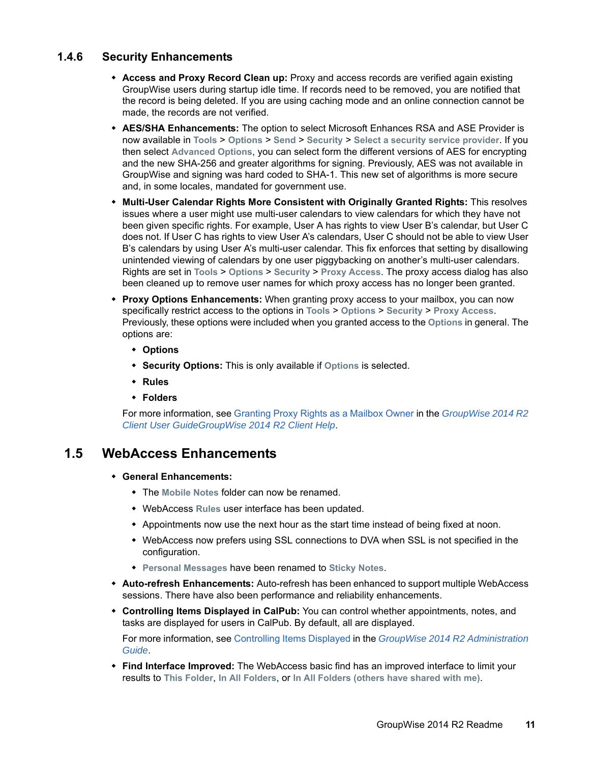### 1.4.6 Security Enhancements

- **Access and Proxy Record Clean up:** Proxy and access records are verified again existing GroupWise users during startup idle time. If records need to be removed, you are notified that the record is being deleted. If you are using caching mode and an online connection cannot be made, the records are not verified.
- **AES/SHA Enhancements:** The option to select Microsoft Enhances RSA and ASE Provider is now available in **Tools** > **Options** > **Send** > **Security** > **Select a security service provider**. If you then select **Advanced Options**, you can select form the different versions of AES for encrypting and the new SHA-256 and greater algorithms for signing. Previously, AES was not available in GroupWise and signing was hard coded to SHA-1. This new set of algorithms is more secure and, in some locales, mandated for government use.
- **Multi-User Calendar Rights More Consistent with Originally Granted Rights:** This resolves issues where a user might use multi-user calendars to view calendars for which they have not been given specific rights. For example, User A has rights to view User B's calendar, but User C does not. If User C has rights to view User A's calendars, User C should not be able to view User B's calendars by using User A's multi-user calendar. This fix enforces that setting by disallowing unintended viewing of calendars by one user piggybacking on another's multi-user calendars. Rights are set in **Tools** > **Options** > **Security** > **Proxy Access**. The proxy access dialog has also been cleaned up to remove user names for which proxy access has no longer been granted.
- **Proxy Options Enhancements:** When granting proxy access to your mailbox, you can now specifically restrict access to the options in **Tools** > **Options** > **Security** > **Proxy Access**. Previously, these options were included when you granted access to the **Options** in general. The options are:
  - **Options**
  - **Security Options:** This is only available if **Options** is selected.
  - **Rules**
  - **Folders**

  For more information, see Granting Proxy Rights as a Mailbox Owner in the *GroupWise 2014 R2 Client User GuideGroupWise 2014 R2 Client Help*.

## 1.5 WebAccess Enhancements

- **General Enhancements:**
  - The **Mobile Notes** folder can now be renamed.
  - WebAccess **Rules** user interface has been updated.
  - Appointments now use the next hour as the start time instead of being fixed at noon.
  - WebAccess now prefers using SSL connections to DVA when SSL is not specified in the configuration.
  - **Personal Messages** have been renamed to **Sticky Notes**.
- **Auto-refresh Enhancements:** Auto-refresh has been enhanced to support multiple WebAccess sessions. There have also been performance and reliability enhancements.
- **Controlling Items Displayed in CalPub:** You can control whether appointments, notes, and tasks are displayed for users in CalPub. By default, all are displayed.

  For more information, see Controlling Items Displayed in the *GroupWise 2014 R2 Administration Guide*.
- **Find Interface Improved:** The WebAccess basic find has an improved interface to limit your results to **This Folder**, **In All Folders**, or **In All Folders (others have shared with me)**.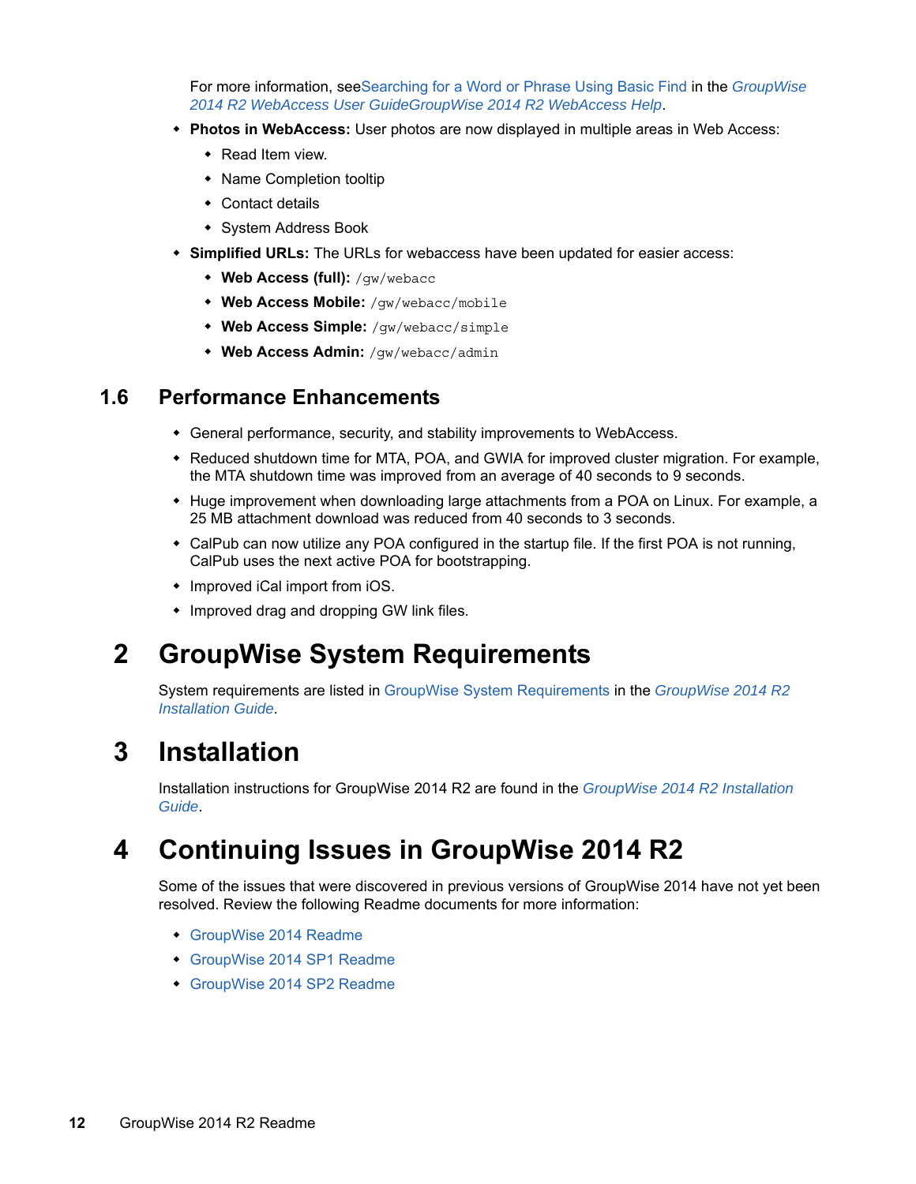For more information, seeSearching for a Word or Phrase Using Basic Find in the *GroupWise 2014 R2 WebAccess User GuideGroupWise 2014 R2 WebAccess Help*.

- **Photos in WebAccess:** User photos are now displayed in multiple areas in Web Access:
  - Read Item view.
  - Name Completion tooltip
  - Contact details
  - System Address Book
- **Simplified URLs:** The URLs for webaccess have been updated for easier access:
  - **Web Access (full):** `/gw/webacc`
  - **Web Access Mobile:** `/gw/webacc/mobile`
  - **Web Access Simple:** `/gw/webacc/simple`
  - **Web Access Admin:** `/gw/webacc/admin`

## 1.6 Performance Enhancements

- General performance, security, and stability improvements to WebAccess.
- Reduced shutdown time for MTA, POA, and GWIA for improved cluster migration. For example, the MTA shutdown time was improved from an average of 40 seconds to 9 seconds.
- Huge improvement when downloading large attachments from a POA on Linux. For example, a 25 MB attachment download was reduced from 40 seconds to 3 seconds.
- CalPub can now utilize any POA configured in the startup file. If the first POA is not running, CalPub uses the next active POA for bootstrapping.
- Improved iCal import from iOS.
- Improved drag and dropping GW link files.

# 2 GroupWise System Requirements

System requirements are listed in GroupWise System Requirements in the *GroupWise 2014 R2 Installation Guide*.

# 3 Installation

Installation instructions for GroupWise 2014 R2 are found in the *GroupWise 2014 R2 Installation Guide*.

# 4 Continuing Issues in GroupWise 2014 R2

Some of the issues that were discovered in previous versions of GroupWise 2014 have not yet been resolved. Review the following Readme documents for more information:

- GroupWise 2014 Readme
- GroupWise 2014 SP1 Readme
- GroupWise 2014 SP2 Readme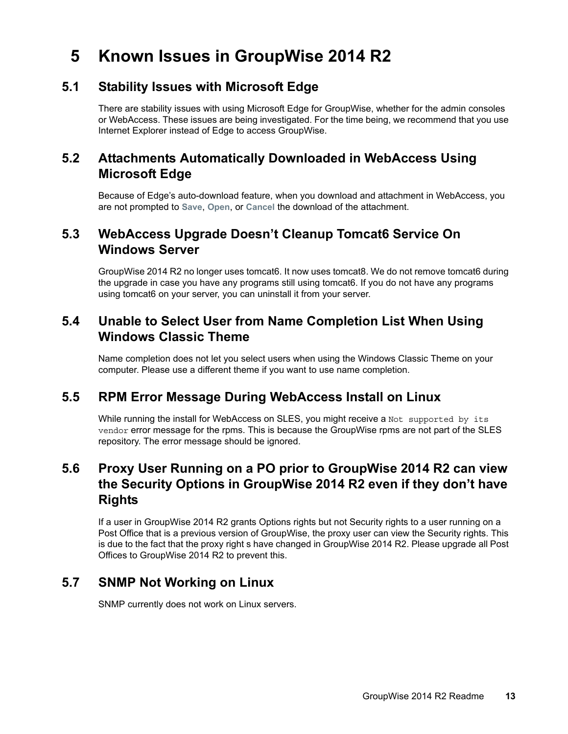# 5 Known Issues in GroupWise 2014 R2

## 5.1 Stability Issues with Microsoft Edge

There are stability issues with using Microsoft Edge for GroupWise, whether for the admin consoles or WebAccess. These issues are being investigated. For the time being, we recommend that you use Internet Explorer instead of Edge to access GroupWise.

## 5.2 Attachments Automatically Downloaded in WebAccess Using Microsoft Edge

Because of Edge's auto-download feature, when you download and attachment in WebAccess, you are not prompted to **Save**, **Open**, or **Cancel** the download of the attachment.

## 5.3 WebAccess Upgrade Doesn't Cleanup Tomcat6 Service On Windows Server

GroupWise 2014 R2 no longer uses tomcat6. It now uses tomcat8. We do not remove tomcat6 during the upgrade in case you have any programs still using tomcat6. If you do not have any programs using tomcat6 on your server, you can uninstall it from your server.

## 5.4 Unable to Select User from Name Completion List When Using Windows Classic Theme

Name completion does not let you select users when using the Windows Classic Theme on your computer. Please use a different theme if you want to use name completion.

## 5.5 RPM Error Message During WebAccess Install on Linux

While running the install for WebAccess on SLES, you might receive a `Not supported by its vendor` error message for the rpms. This is because the GroupWise rpms are not part of the SLES repository. The error message should be ignored.

## 5.6 Proxy User Running on a PO prior to GroupWise 2014 R2 can view the Security Options in GroupWise 2014 R2 even if they don't have Rights

If a user in GroupWise 2014 R2 grants Options rights but not Security rights to a user running on a Post Office that is a previous version of GroupWise, the proxy user can view the Security rights. This is due to the fact that the proxy right s have changed in GroupWise 2014 R2. Please upgrade all Post Offices to GroupWise 2014 R2 to prevent this.

## 5.7 SNMP Not Working on Linux

SNMP currently does not work on Linux servers.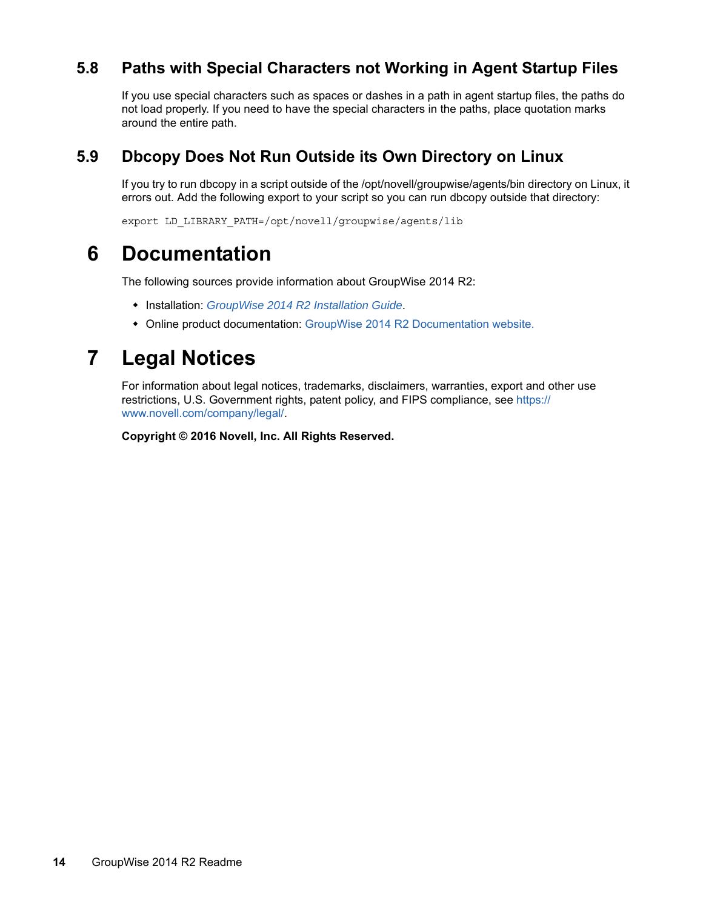### 5.8 Paths with Special Characters not Working in Agent Startup Files

If you use special characters such as spaces or dashes in a path in agent startup files, the paths do not load properly. If you need to have the special characters in the paths, place quotation marks around the entire path.

### 5.9 Dbcopy Does Not Run Outside its Own Directory on Linux

If you try to run dbcopy in a script outside of the /opt/novell/groupwise/agents/bin directory on Linux, it errors out. Add the following export to your script so you can run dbcopy outside that directory:

```
export LD_LIBRARY_PATH=/opt/novell/groupwise/agents/lib
```

## 6 Documentation

The following sources provide information about GroupWise 2014 R2:

- Installation: *GroupWise 2014 R2 Installation Guide*.
- Online product documentation: GroupWise 2014 R2 Documentation website.

## 7 Legal Notices

For information about legal notices, trademarks, disclaimers, warranties, export and other use restrictions, U.S. Government rights, patent policy, and FIPS compliance, see https://www.novell.com/company/legal/.

**Copyright © 2016 Novell, Inc. All Rights Reserved.**